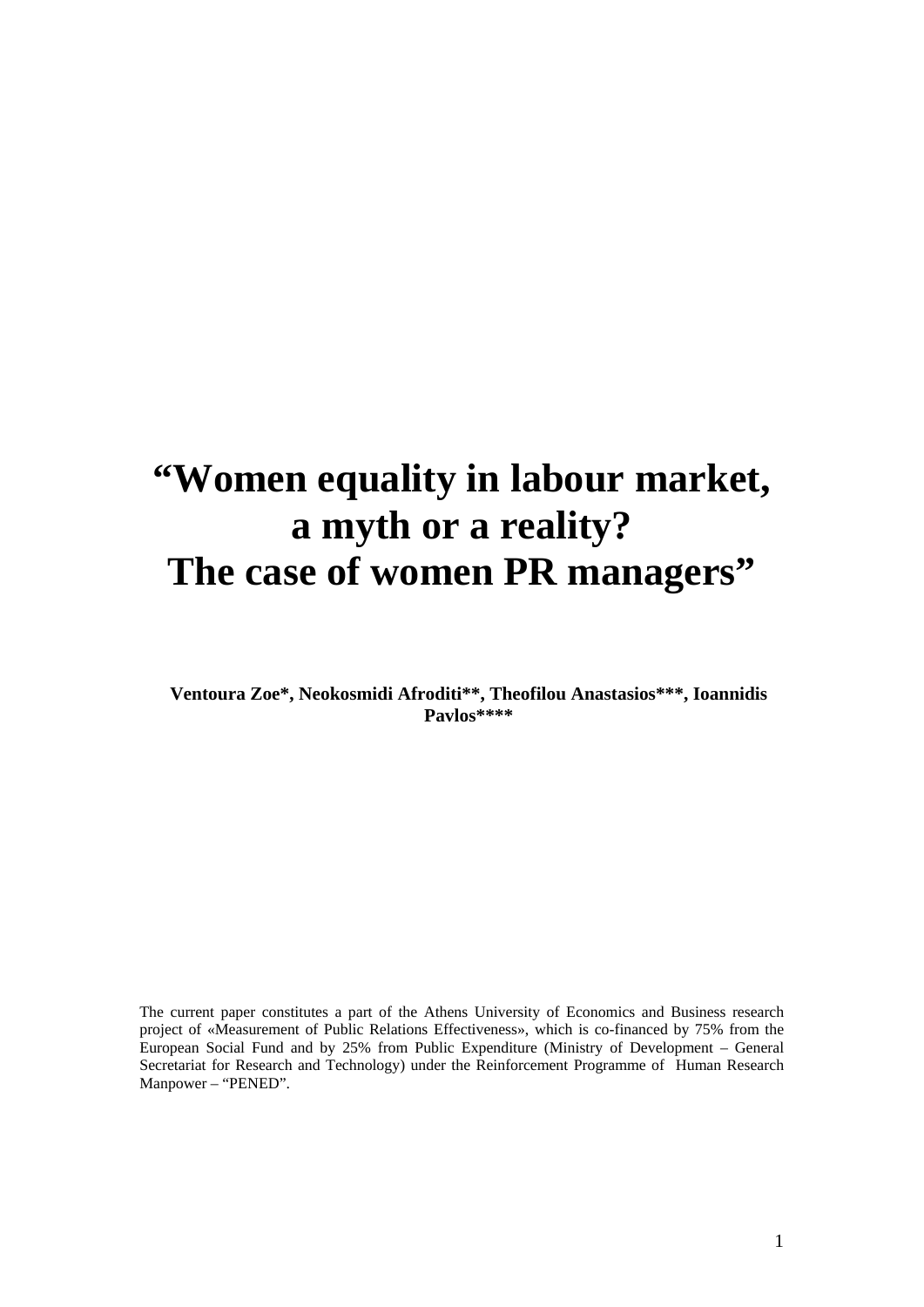# “Women equality in labour market, a myth or a reality? The case of women PR managers”

**Ventoura Zoe*, Neokosmidi Afroditi**, Theofilou Anastasios***, Ioannidis Pavlos******

The current paper constitutes a part of the Athens University of Economics and Business research project of «Measurement of Public Relations Effectiveness», which is co-financed by 75% from the European Social Fund and by 25% from Public Expenditure (Ministry of Development – General Secretariat for Research and Technology) under the Reinforcement Programme of Human Research Manpower – “PENED”.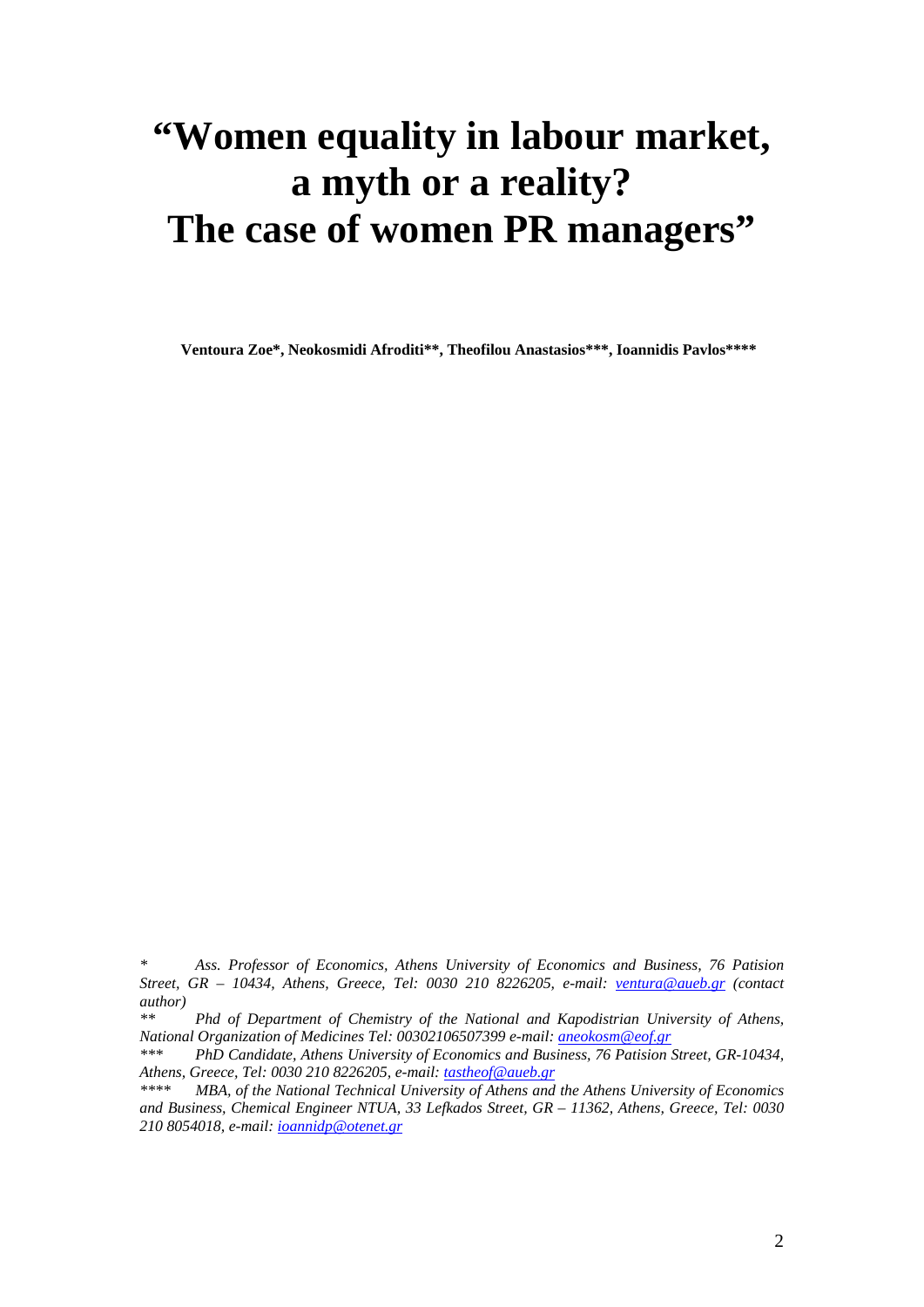# "Women equality in labour market, a myth or a reality? The case of women PR managers"

**Ventoura Zoe\*, Neokosmidi Afroditi\*\*, Theofilou Anastasios\*\*\*, Ioannidis Pavlos\*\*\*\***

*\* Ass. Professor of Economics, Athens University of Economics and Business, 76 Patision Street, GR – 10434, Athens, Greece, Tel: 0030 210 8226205, e-mail: ventura@aueb.gr (contact author)*

*\*\* Phd of Department of Chemistry of the National and Kapodistrian University of Athens, National Organization of Medicines Tel: 00302106507399 e-mail: aneokosm@eof.gr*

*\*\*\* PhD Candidate, Athens University of Economics and Business, 76 Patision Street, GR-10434, Athens, Greece, Tel: 0030 210 8226205, e-mail: tastheof@aueb.gr*

*\*\*\*\* MBA, of the National Technical University of Athens and the Athens University of Economics and Business, Chemical Engineer NTUA, 33 Lefkados Street, GR – 11362, Athens, Greece, Tel: 0030 210 8054018, e-mail: ioannidp@otenet.gr*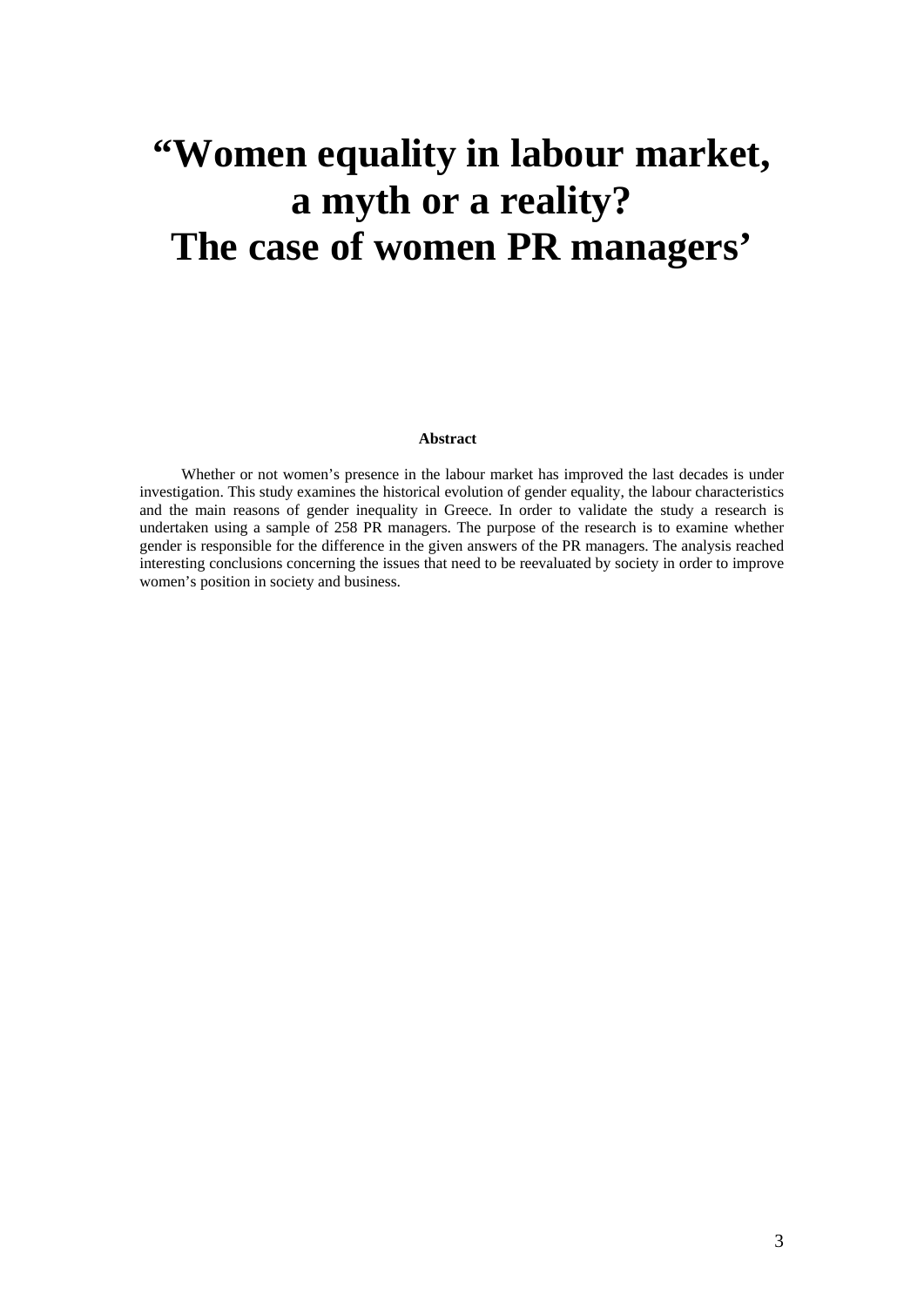# "Women equality in labour market, a myth or a reality? The case of women PR managers'

**Abstract**

Whether or not women's presence in the labour market has improved the last decades is under investigation. This study examines the historical evolution of gender equality, the labour characteristics and the main reasons of gender inequality in Greece. In order to validate the study a research is undertaken using a sample of 258 PR managers. The purpose of the research is to examine whether gender is responsible for the difference in the given answers of the PR managers. The analysis reached interesting conclusions concerning the issues that need to be reevaluated by society in order to improve women's position in society and business.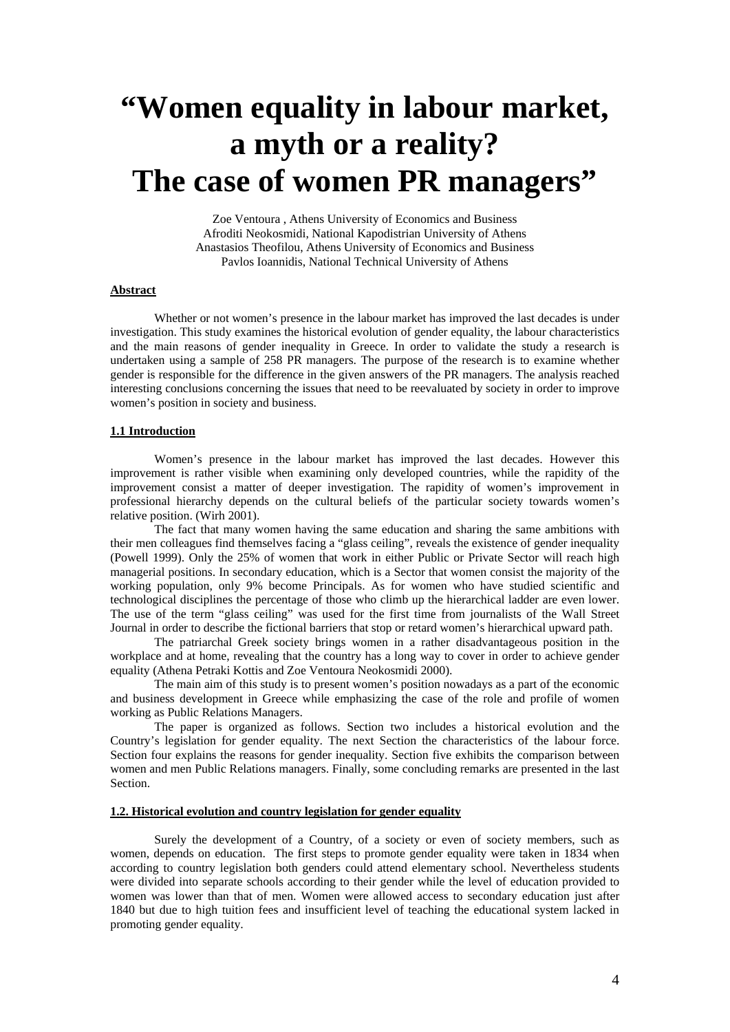# "Women equality in labour market, a myth or a reality? The case of women PR managers"

Zoe Ventoura , Athens University of Economics and Business
Afroditi Neokosmidi, National Kapodistrian University of Athens
Anastasios Theofilou, Athens University of Economics and Business
Pavlos Ioannidis, National Technical University of Athens

**Abstract**

Whether or not women's presence in the labour market has improved the last decades is under investigation. This study examines the historical evolution of gender equality, the labour characteristics and the main reasons of gender inequality in Greece. In order to validate the study a research is undertaken using a sample of 258 PR managers. The purpose of the research is to examine whether gender is responsible for the difference in the given answers of the PR managers. The analysis reached interesting conclusions concerning the issues that need to be reevaluated by society in order to improve women's position in society and business.

**1.1 Introduction**

Women's presence in the labour market has improved the last decades. However this improvement is rather visible when examining only developed countries, while the rapidity of the improvement consist a matter of deeper investigation. The rapidity of women's improvement in professional hierarchy depends on the cultural beliefs of the particular society towards women's relative position. (Wirh 2001).

The fact that many women having the same education and sharing the same ambitions with their men colleagues find themselves facing a "glass ceiling", reveals the existence of gender inequality (Powell 1999). Only the 25% of women that work in either Public or Private Sector will reach high managerial positions. In secondary education, which is a Sector that women consist the majority of the working population, only 9% become Principals. As for women who have studied scientific and technological disciplines the percentage of those who climb up the hierarchical ladder are even lower. The use of the term "glass ceiling" was used for the first time from journalists of the Wall Street Journal in order to describe the fictional barriers that stop or retard women's hierarchical upward path.

The patriarchal Greek society brings women in a rather disadvantageous position in the workplace and at home, revealing that the country has a long way to cover in order to achieve gender equality (Athena Petraki Kottis and Zoe Ventoura Neokosmidi 2000).

The main aim of this study is to present women's position nowadays as a part of the economic and business development in Greece while emphasizing the case of the role and profile of women working as Public Relations Managers.

The paper is organized as follows. Section two includes a historical evolution and the Country's legislation for gender equality. The next Section the characteristics of the labour force. Section four explains the reasons for gender inequality. Section five exhibits the comparison between women and men Public Relations managers. Finally, some concluding remarks are presented in the last Section.

**1.2. Historical evolution and country legislation for gender equality**

Surely the development of a Country, of a society or even of society members, such as women, depends on education. The first steps to promote gender equality were taken in 1834 when according to country legislation both genders could attend elementary school. Nevertheless students were divided into separate schools according to their gender while the level of education provided to women was lower than that of men. Women were allowed access to secondary education just after 1840 but due to high tuition fees and insufficient level of teaching the educational system lacked in promoting gender equality.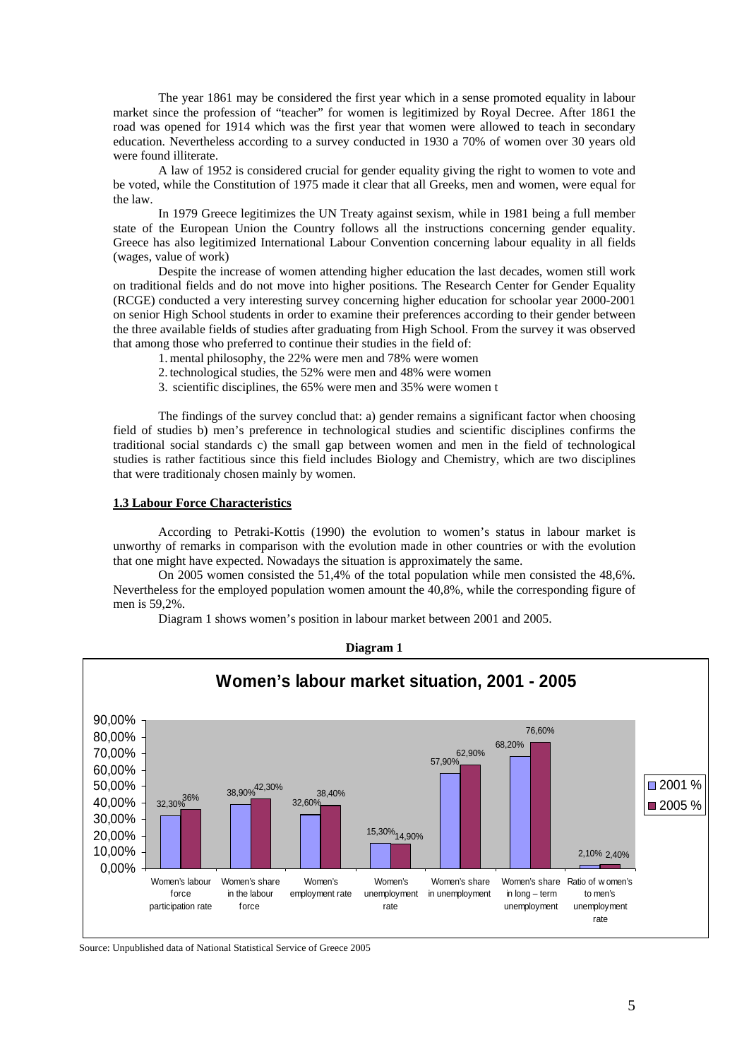The year 1861 may be considered the first year which in a sense promoted equality in labour market since the profession of "teacher" for women is legitimized by Royal Decree. After 1861 the road was opened for 1914 which was the first year that women were allowed to teach in secondary education. Nevertheless according to a survey conducted in 1930 a 70% of women over 30 years old were found illiterate.

A law of 1952 is considered crucial for gender equality giving the right to women to vote and be voted, while the Constitution of 1975 made it clear that all Greeks, men and women, were equal for the law.

In 1979 Greece legitimizes the UN Treaty against sexism, while in 1981 being a full member state of the European Union the Country follows all the instructions concerning gender equality. Greece has also legitimized International Labour Convention concerning labour equality in all fields (wages, value of work)

Despite the increase of women attending higher education the last decades, women still work on traditional fields and do not move into higher positions. The Research Center for Gender Equality (RCGE) conducted a very interesting survey concerning higher education for schoolar year 2000-2001 on senior High School students in order to examine their preferences according to their gender between the three available fields of studies after graduating from High School. From the survey it was observed that among those who preferred to continue their studies in the field of:

1. mental philosophy, the 22% were men and 78% were women
2. technological studies, the 52% were men and 48% were women
3. scientific disciplines, the 65% were men and 35% were women t

The findings of the survey conclud that: a) gender remains a significant factor when choosing field of studies b) men's preference in technological studies and scientific disciplines confirms the traditional social standards c) the small gap between women and men in the field of technological studies is rather factitious since this field includes Biology and Chemistry, which are two disciplines that were traditionaly chosen mainly by women.

## 1.3 Labour Force Characteristics

According to Petraki-Kottis (1990) the evolution to women's status in labour market is unworthy of remarks in comparison with the evolution made in other countries or with the evolution that one might have expected. Nowadays the situation is approximately the same.

On 2005 women consisted the 51,4% of the total population while men consisted the 48,6%. Nevertheless for the employed population women amount the 40,8%, while the corresponding figure of men is 59,2%.

Diagram 1 shows women's position in labour market between 2001 and 2005.

**Diagram 1**

**Women's labour market situation, 2001 - 2005**

| | 2001 % | 2005 % |
|---|---|---|
| Women's labour force participation rate | 32,30% | 36% |
| Women's share in the labour force | 38,90% | 42,30% |
| Women's employment rate | 32,60% | 38,40% |
| Women's unemployment rate | 15,30% | 14,90% |
| Women's share in unemployment | 57,90% | 62,90% |
| Women's share in long – term unemployment | 68,20% | 76,60% |
| Ratio of women's to men's unemployment rate | 2,10% | 2,40% |

Source: Unpublished data of National Statistical Service of Greece 2005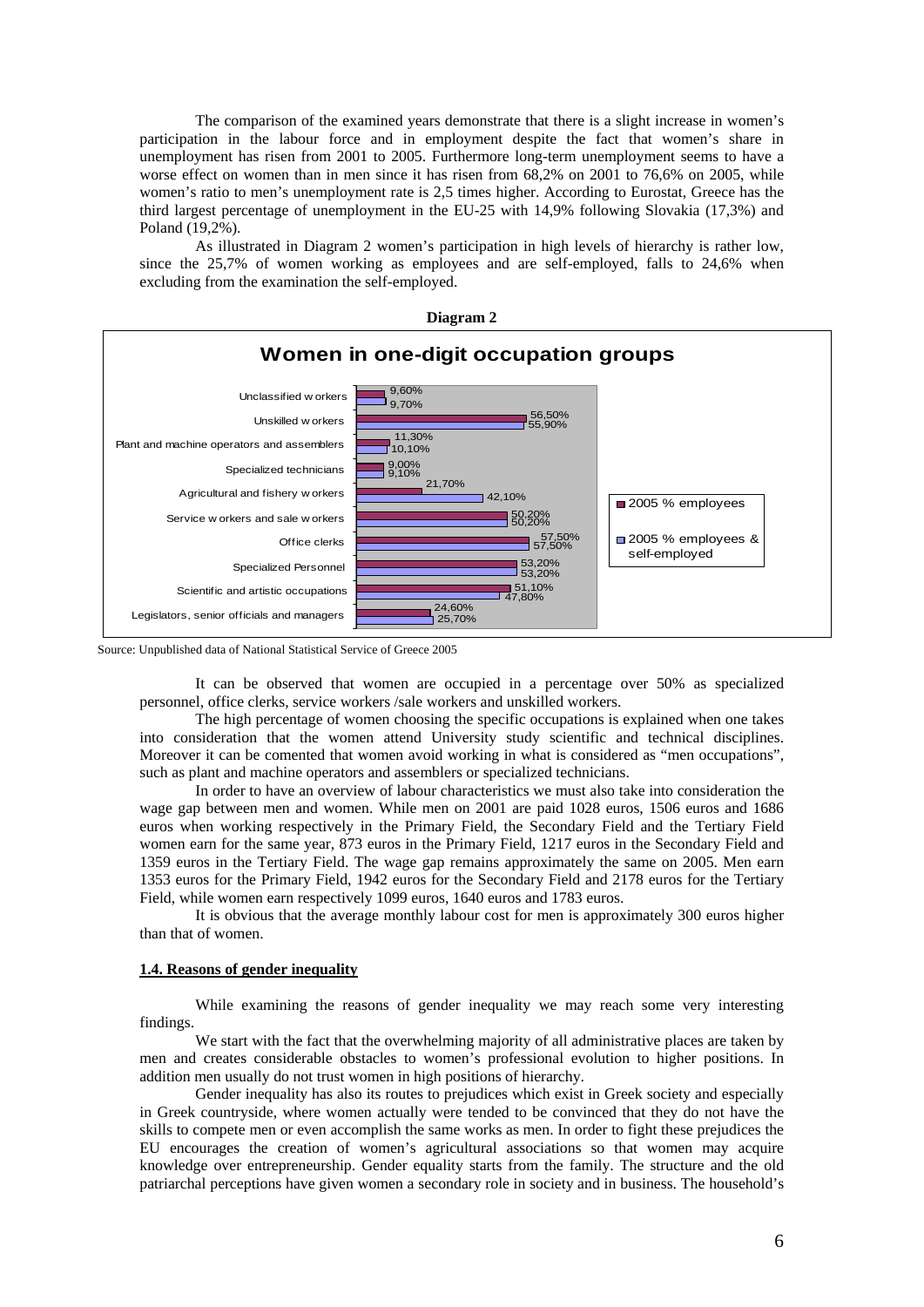The comparison of the examined years demonstrate that there is a slight increase in women's participation in the labour force and in employment despite the fact that women's share in unemployment has risen from 2001 to 2005. Furthermore long-term unemployment seems to have a worse effect on women than in men since it has risen from 68,2% on 2001 to 76,6% on 2005, while women's ratio to men's unemployment rate is 2,5 times higher. According to Eurostat, Greece has the third largest percentage of unemployment in the EU-25 with 14,9% following Slovakia (17,3%) and Poland (19,2%).

As illustrated in Diagram 2 women's participation in high levels of hierarchy is rather low, since the 25,7% of women working as employees and are self-employed, falls to 24,6% when excluding from the examination the self-employed.

**Diagram 2**

**Women in one-digit occupation groups**

| Occupation group | 2005 % employees | 2005 % employees & self-employed |
|---|---|---|
| Unclassified workers | 9,60% | 9,70% |
| Unskilled workers | 56,50% | 55,90% |
| Plant and machine operators and assemblers | 11,30% | 10,10% |
| Specialized technicians | 9,00% | 9,10% |
| Agricultural and fishery workers | 21,70% | 42,10% |
| Service workers and sale workers | 50,20% | 50,20% |
| Office clerks | 57,50% | 57,50% |
| Specialized Personnel | 53,20% | 53,20% |
| Scientific and artistic occupations | 51,10% | 47,80% |
| Legislators, senior officials and managers | 24,60% | 25,70% |

Source: Unpublished data of National Statistical Service of Greece 2005

It can be observed that women are occupied in a percentage over 50% as specialized personnel, office clerks, service workers /sale workers and unskilled workers.

The high percentage of women choosing the specific occupations is explained when one takes into consideration that the women attend University study scientific and technical disciplines. Moreover it can be comented that women avoid working in what is considered as "men occupations", such as plant and machine operators and assemblers or specialized technicians.

In order to have an overview of labour characteristics we must also take into consideration the wage gap between men and women. While men on 2001 are paid 1028 euros, 1506 euros and 1686 euros when working respectively in the Primary Field, the Secondary Field and the Tertiary Field women earn for the same year, 873 euros in the Primary Field, 1217 euros in the Secondary Field and 1359 euros in the Tertiary Field. The wage gap remains approximately the same on 2005. Men earn 1353 euros for the Primary Field, 1942 euros for the Secondary Field and 2178 euros for the Tertiary Field, while women earn respectively 1099 euros, 1640 euros and 1783 euros.

It is obvious that the average monthly labour cost for men is approximately 300 euros higher than that of women.

### 1.4. Reasons of gender inequality

While examining the reasons of gender inequality we may reach some very interesting findings.

We start with the fact that the overwhelming majority of all administrative places are taken by men and creates considerable obstacles to women's professional evolution to higher positions. In addition men usually do not trust women in high positions of hierarchy.

Gender inequality has also its routes to prejudices which exist in Greek society and especially in Greek countryside, where women actually were tended to be convinced that they do not have the skills to compete men or even accomplish the same works as men. In order to fight these prejudices the EU encourages the creation of women's agricultural associations so that women may acquire knowledge over entrepreneurship. Gender equality starts from the family. The structure and the old patriarchal perceptions have given women a secondary role in society and in business. The household's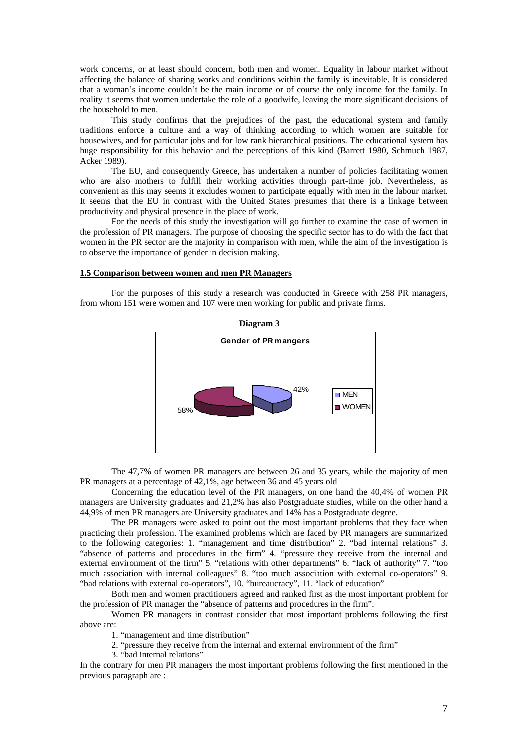work concerns, or at least should concern, both men and women. Equality in labour market without affecting the balance of sharing works and conditions within the family is inevitable. It is considered that a woman's income couldn't be the main income or of course the only income for the family. In reality it seems that women undertake the role of a goodwife, leaving the more significant decisions of the household to men.

This study confirms that the prejudices of the past, the educational system and family traditions enforce a culture and a way of thinking according to which women are suitable for housewives, and for particular jobs and for low rank hierarchical positions. The educational system has huge responsibility for this behavior and the perceptions of this kind (Barrett 1980, Schmuch 1987, Acker 1989).

The EU, and consequently Greece, has undertaken a number of policies facilitating women who are also mothers to fulfill their working activities through part-time job. Nevertheless, as convenient as this may seems it excludes women to participate equally with men in the labour market. It seems that the EU in contrast with the United States presumes that there is a linkage between productivity and physical presence in the place of work.

For the needs of this study the investigation will go further to examine the case of women in the profession of PR managers. The purpose of choosing the specific sector has to do with the fact that women in the PR sector are the majority in comparison with men, while the aim of the investigation is to observe the importance of gender in decision making.

## 1.5 Comparison between women and men PR Managers

For the purposes of this study a research was conducted in Greece with 258 PR managers, from whom 151 were women and 107 were men working for public and private firms.

**Diagram 3**

**Gender of PR mangers**

42%

58%

MEN

WOMEN

The 47,7% of women PR managers are between 26 and 35 years, while the majority of men PR managers at a percentage of 42,1%, age between 36 and 45 years old

Concerning the education level of the PR managers, on one hand the 40,4% of women PR managers are University graduates and 21,2% has also Postgraduate studies, while on the other hand a 44,9% of men PR managers are University graduates and 14% has a Postgraduate degree.

The PR managers were asked to point out the most important problems that they face when practicing their profession. The examined problems which are faced by PR managers are summarized to the following categories: 1. "management and time distribution" 2. "bad internal relations" 3. "absence of patterns and procedures in the firm" 4. "pressure they receive from the internal and external environment of the firm" 5. "relations with other departments" 6. "lack of authority" 7. "too much association with internal colleagues" 8. "too much association with external co-operators" 9. "bad relations with external co-operators", 10. "bureaucracy", 11. "lack of education"

Both men and women practitioners agreed and ranked first as the most important problem for the profession of PR manager the "absence of patterns and procedures in the firm".

Women PR managers in contrast consider that most important problems following the first above are:

1. "management and time distribution"
2. "pressure they receive from the internal and external environment of the firm"
3. "bad internal relations"

In the contrary for men PR managers the most important problems following the first mentioned in the previous paragraph are :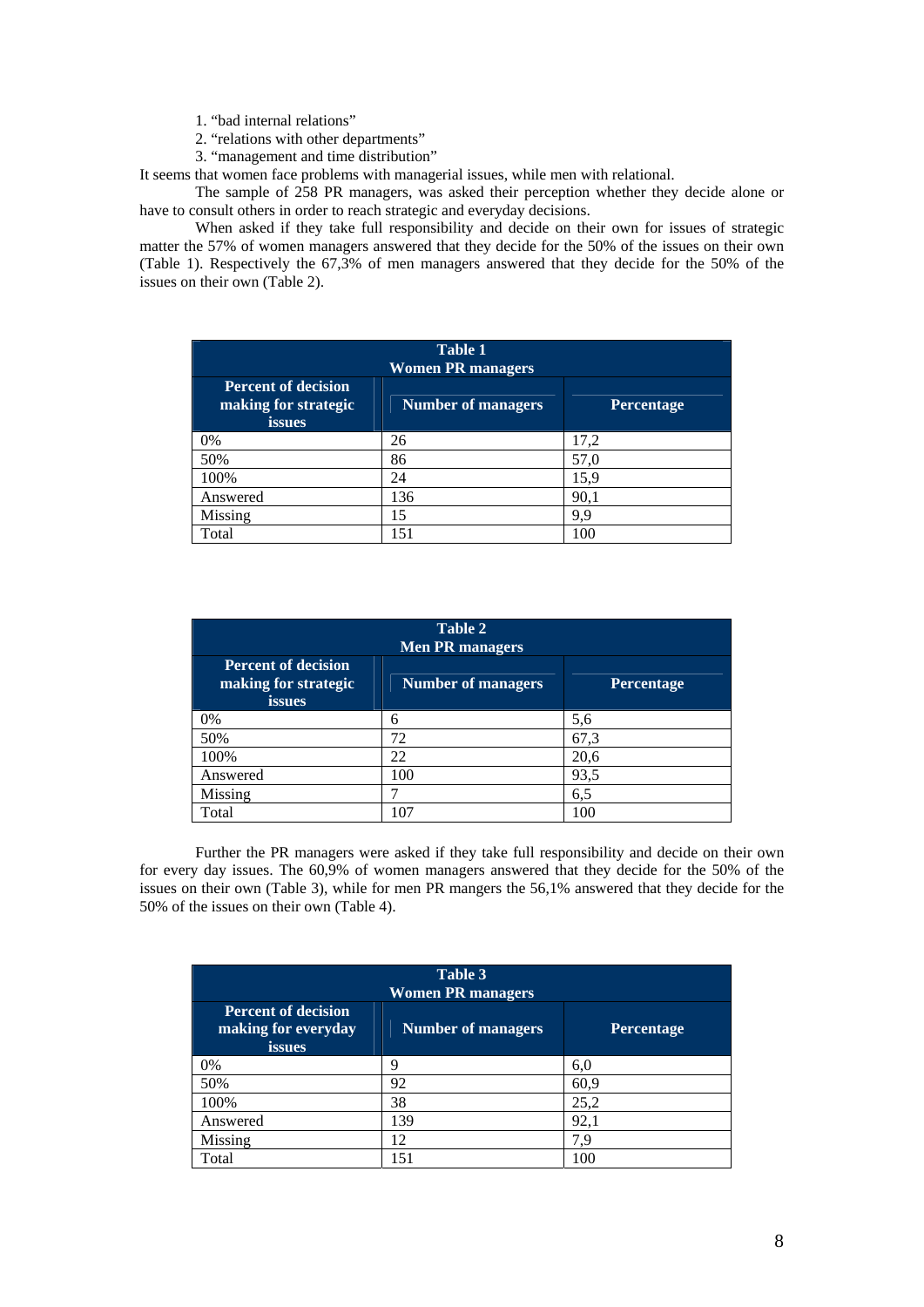1. "bad internal relations"
2. "relations with other departments"
3. "management and time distribution"

It seems that women face problems with managerial issues, while men with relational.

The sample of 258 PR managers, was asked their perception whether they decide alone or have to consult others in order to reach strategic and everyday decisions.

When asked if they take full responsibility and decide on their own for issues of strategic matter the 57% of women managers answered that they decide for the 50% of the issues on their own (Table 1). Respectively the 67,3% of men managers answered that they decide for the 50% of the issues on their own (Table 2).

| **Table 1**<br>**Women PR managers** | | |
|---|---|---|
| **Percent of decision making for strategic issues** | **Number of managers** | **Percentage** |
| 0% | 26 | 17,2 |
| 50% | 86 | 57,0 |
| 100% | 24 | 15,9 |
| Answered | 136 | 90,1 |
| Missing | 15 | 9,9 |
| Total | 151 | 100 |

| **Table 2**<br>**Men PR managers** | | |
|---|---|---|
| **Percent of decision making for strategic issues** | **Number of managers** | **Percentage** |
| 0% | 6 | 5,6 |
| 50% | 72 | 67,3 |
| 100% | 22 | 20,6 |
| Answered | 100 | 93,5 |
| Missing | 7 | 6,5 |
| Total | 107 | 100 |

Further the PR managers were asked if they take full responsibility and decide on their own for every day issues. The 60,9% of women managers answered that they decide for the 50% of the issues on their own (Table 3), while for men PR mangers the 56,1% answered that they decide for the 50% of the issues on their own (Table 4).

| **Table 3**<br>**Women PR managers** | | |
|---|---|---|
| **Percent of decision making for everyday issues** | **Number of managers** | **Percentage** |
| 0% | 9 | 6,0 |
| 50% | 92 | 60,9 |
| 100% | 38 | 25,2 |
| Answered | 139 | 92,1 |
| Missing | 12 | 7,9 |
| Total | 151 | 100 |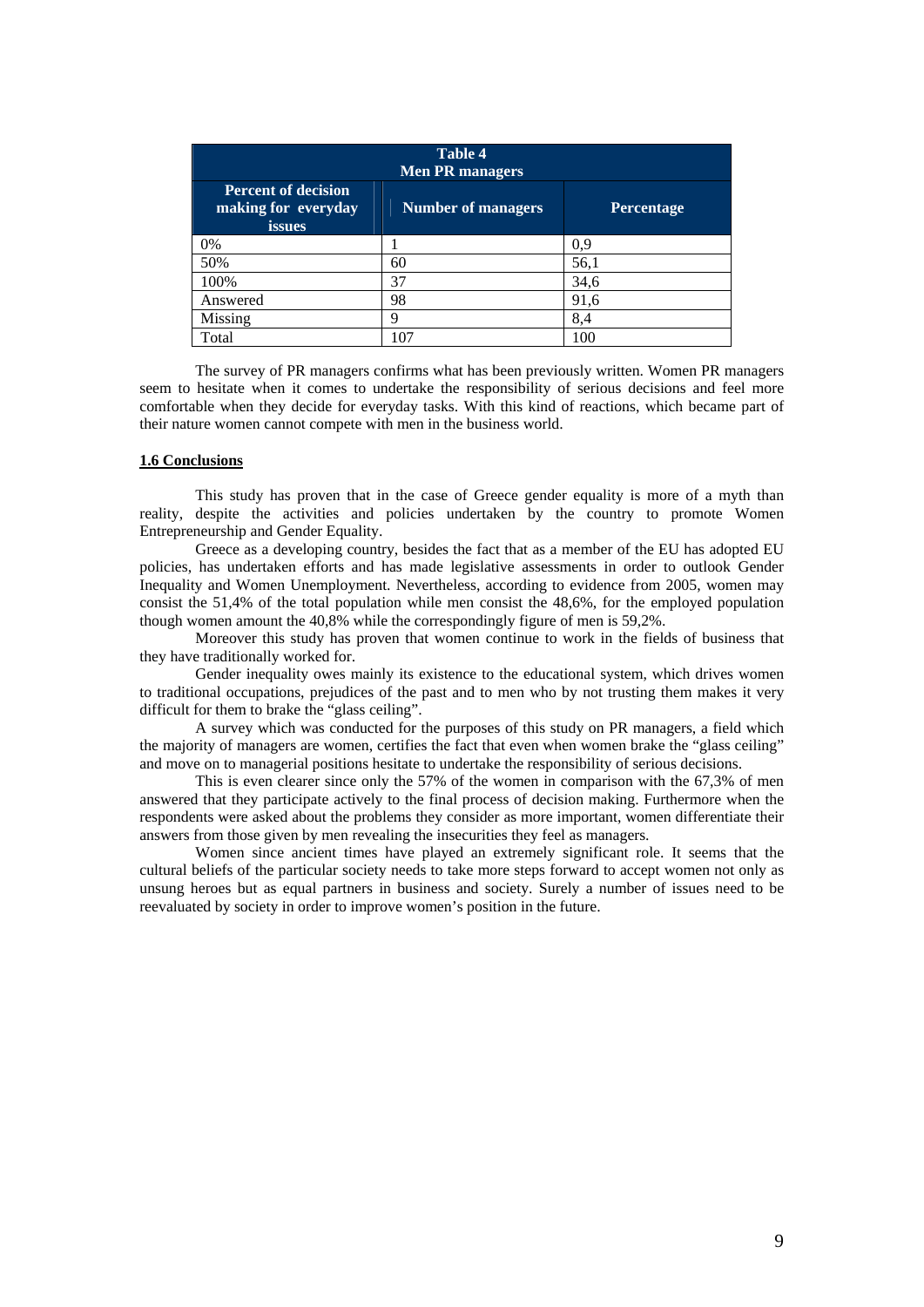| Table 4 Men PR managers | | |
|---|---|---|
| **Percent of decision making for everyday issues** | **Number of managers** | **Percentage** |
| 0% | 1 | 0,9 |
| 50% | 60 | 56,1 |
| 100% | 37 | 34,6 |
| Answered | 98 | 91,6 |
| Missing | 9 | 8,4 |
| Total | 107 | 100 |

The survey of PR managers confirms what has been previously written. Women PR managers seem to hesitate when it comes to undertake the responsibility of serious decisions and feel more comfortable when they decide for everyday tasks. With this kind of reactions, which became part of their nature women cannot compete with men in the business world.

## 1.6 Conclusions

This study has proven that in the case of Greece gender equality is more of a myth than reality, despite the activities and policies undertaken by the country to promote Women Entrepreneurship and Gender Equality.

Greece as a developing country, besides the fact that as a member of the EU has adopted EU policies, has undertaken efforts and has made legislative assessments in order to outlook Gender Inequality and Women Unemployment. Nevertheless, according to evidence from 2005, women may consist the 51,4% of the total population while men consist the 48,6%, for the employed population though women amount the 40,8% while the correspondingly figure of men is 59,2%.

Moreover this study has proven that women continue to work in the fields of business that they have traditionally worked for.

Gender inequality owes mainly its existence to the educational system, which drives women to traditional occupations, prejudices of the past and to men who by not trusting them makes it very difficult for them to brake the "glass ceiling".

A survey which was conducted for the purposes of this study on PR managers, a field which the majority of managers are women, certifies the fact that even when women brake the "glass ceiling" and move on to managerial positions hesitate to undertake the responsibility of serious decisions.

This is even clearer since only the 57% of the women in comparison with the 67,3% of men answered that they participate actively to the final process of decision making. Furthermore when the respondents were asked about the problems they consider as more important, women differentiate their answers from those given by men revealing the insecurities they feel as managers.

Women since ancient times have played an extremely significant role. It seems that the cultural beliefs of the particular society needs to take more steps forward to accept women not only as unsung heroes but as equal partners in business and society. Surely a number of issues need to be reevaluated by society in order to improve women's position in the future.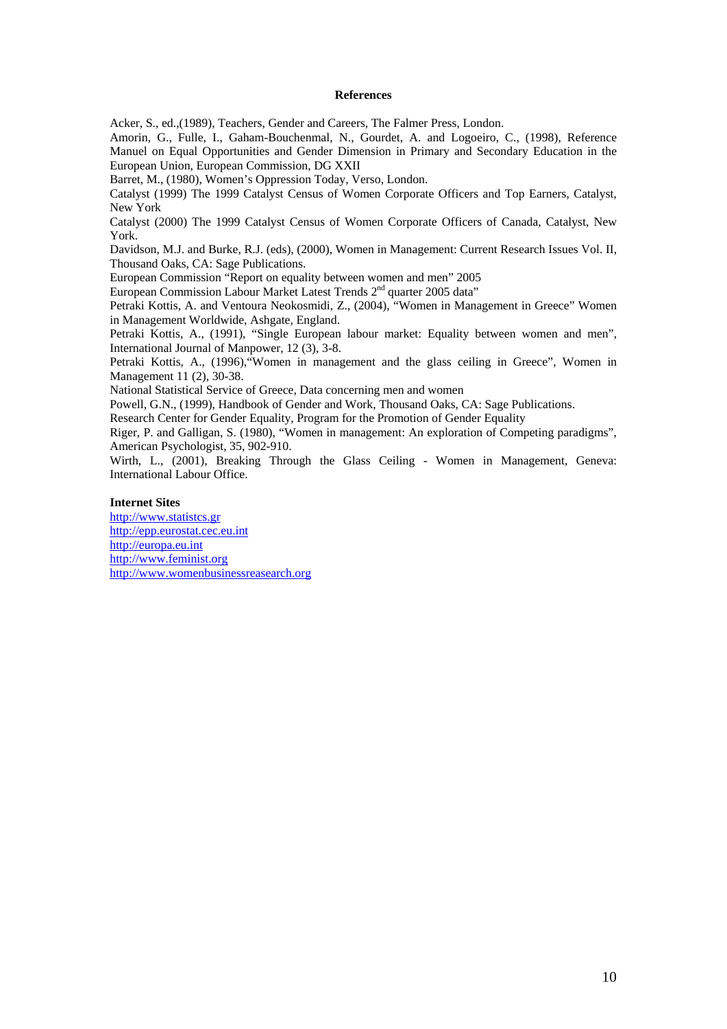## References

Acker, S., ed.,(1989), Teachers, Gender and Careers, The Falmer Press, London.

Amorin, G., Fulle, I., Gaham-Bouchenmal, N., Gourdet, A. and Logoeiro, C., (1998), Reference Manuel on Equal Opportunities and Gender Dimension in Primary and Secondary Education in the European Union, European Commission, DG XXII

Barret, M., (1980), Women's Oppression Today, Verso, London.

Catalyst (1999) The 1999 Catalyst Census of Women Corporate Officers and Top Earners, Catalyst, New York

Catalyst (2000) The 1999 Catalyst Census of Women Corporate Officers of Canada, Catalyst, New York.

Davidson, M.J. and Burke, R.J. (eds), (2000), Women in Management: Current Research Issues Vol. II, Thousand Oaks, CA: Sage Publications.

European Commission "Report on equality between women and men" 2005

European Commission Labour Market Latest Trends 2nd quarter 2005 data"

Petraki Kottis, A. and Ventoura Neokosmidi, Z., (2004), "Women in Management in Greece" Women in Management Worldwide, Ashgate, England.

Petraki Kottis, A., (1991), "Single European labour market: Equality between women and men", International Journal of Manpower, 12 (3), 3-8.

Petraki Kottis, A., (1996),"Women in management and the glass ceiling in Greece", Women in Management 11 (2), 30-38.

National Statistical Service of Greece, Data concerning men and women

Powell, G.N., (1999), Handbook of Gender and Work, Thousand Oaks, CA: Sage Publications.

Research Center for Gender Equality, Program for the Promotion of Gender Equality

Riger, P. and Galligan, S. (1980), "Women in management: An exploration of Competing paradigms", American Psychologist, 35, 902-910.

Wirth, L., (2001), Breaking Through the Glass Ceiling - Women in Management, Geneva: International Labour Office.

**Internet Sites**

http://www.statistcs.gr
http://epp.eurostat.cec.eu.int
http://europa.eu.int
http://www.feminist.org
http://www.womenbusinessreasearch.org